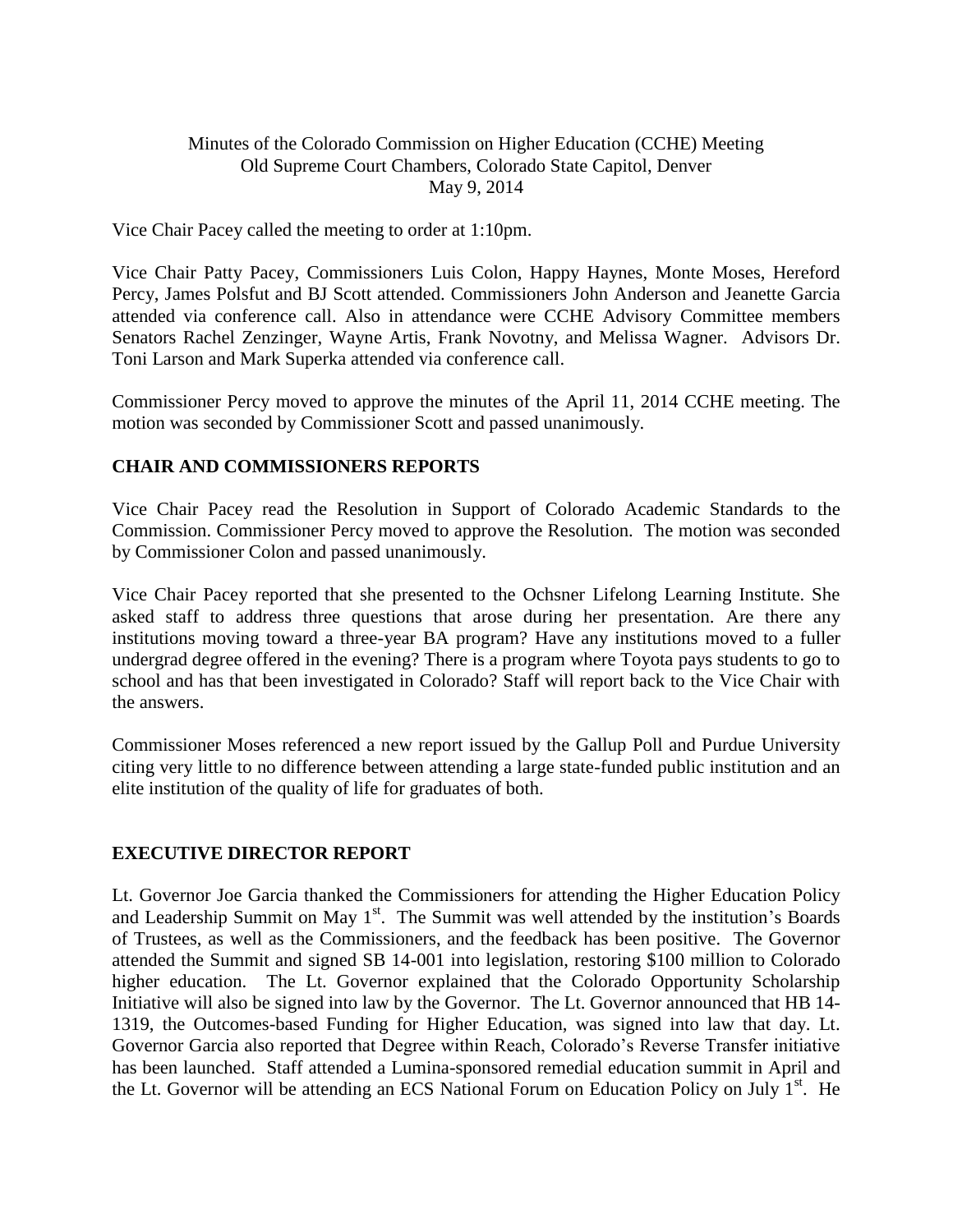Minutes of the Colorado Commission on Higher Education (CCHE) Meeting
Old Supreme Court Chambers, Colorado State Capitol, Denver
May 9, 2014

Vice Chair Pacey called the meeting to order at 1:10pm.

Vice Chair Patty Pacey, Commissioners Luis Colon, Happy Haynes, Monte Moses, Hereford Percy, James Polsfut and BJ Scott attended. Commissioners John Anderson and Jeanette Garcia attended via conference call. Also in attendance were CCHE Advisory Committee members Senators Rachel Zenzinger, Wayne Artis, Frank Novotny, and Melissa Wagner. Advisors Dr. Toni Larson and Mark Superka attended via conference call.

Commissioner Percy moved to approve the minutes of the April 11, 2014 CCHE meeting. The motion was seconded by Commissioner Scott and passed unanimously.

## CHAIR AND COMMISSIONERS REPORTS

Vice Chair Pacey read the Resolution in Support of Colorado Academic Standards to the Commission. Commissioner Percy moved to approve the Resolution. The motion was seconded by Commissioner Colon and passed unanimously.

Vice Chair Pacey reported that she presented to the Ochsner Lifelong Learning Institute. She asked staff to address three questions that arose during her presentation. Are there any institutions moving toward a three-year BA program? Have any institutions moved to a fuller undergrad degree offered in the evening? There is a program where Toyota pays students to go to school and has that been investigated in Colorado? Staff will report back to the Vice Chair with the answers.

Commissioner Moses referenced a new report issued by the Gallup Poll and Purdue University citing very little to no difference between attending a large state-funded public institution and an elite institution of the quality of life for graduates of both.

## EXECUTIVE DIRECTOR REPORT

Lt. Governor Joe Garcia thanked the Commissioners for attending the Higher Education Policy and Leadership Summit on May 1st. The Summit was well attended by the institution's Boards of Trustees, as well as the Commissioners, and the feedback has been positive. The Governor attended the Summit and signed SB 14-001 into legislation, restoring $100 million to Colorado higher education. The Lt. Governor explained that the Colorado Opportunity Scholarship Initiative will also be signed into law by the Governor. The Lt. Governor announced that HB 14-1319, the Outcomes-based Funding for Higher Education, was signed into law that day. Lt. Governor Garcia also reported that Degree within Reach, Colorado's Reverse Transfer initiative has been launched. Staff attended a Lumina-sponsored remedial education summit in April and the Lt. Governor will be attending an ECS National Forum on Education Policy on July 1st. He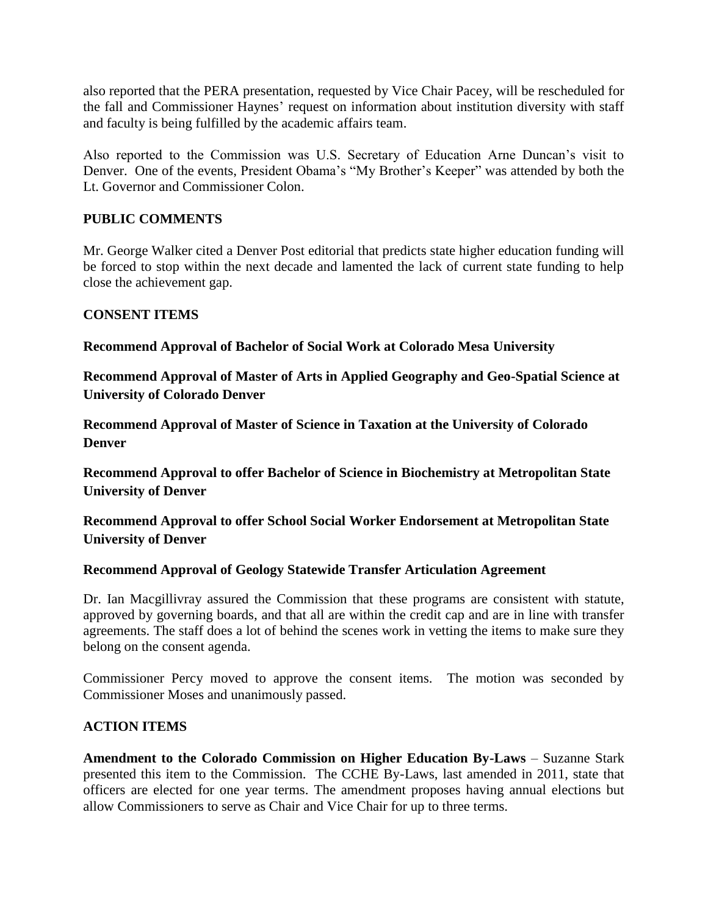also reported that the PERA presentation, requested by Vice Chair Pacey, will be rescheduled for the fall and Commissioner Haynes' request on information about institution diversity with staff and faculty is being fulfilled by the academic affairs team.

Also reported to the Commission was U.S. Secretary of Education Arne Duncan's visit to Denver. One of the events, President Obama's "My Brother's Keeper" was attended by both the Lt. Governor and Commissioner Colon.

**PUBLIC COMMENTS**

Mr. George Walker cited a Denver Post editorial that predicts state higher education funding will be forced to stop within the next decade and lamented the lack of current state funding to help close the achievement gap.

**CONSENT ITEMS**

**Recommend Approval of Bachelor of Social Work at Colorado Mesa University**

**Recommend Approval of Master of Arts in Applied Geography and Geo-Spatial Science at University of Colorado Denver**

**Recommend Approval of Master of Science in Taxation at the University of Colorado Denver**

**Recommend Approval to offer Bachelor of Science in Biochemistry at Metropolitan State University of Denver**

**Recommend Approval to offer School Social Worker Endorsement at Metropolitan State University of Denver**

**Recommend Approval of Geology Statewide Transfer Articulation Agreement**

Dr. Ian Macgillivray assured the Commission that these programs are consistent with statute, approved by governing boards, and that all are within the credit cap and are in line with transfer agreements. The staff does a lot of behind the scenes work in vetting the items to make sure they belong on the consent agenda.

Commissioner Percy moved to approve the consent items. The motion was seconded by Commissioner Moses and unanimously passed.

**ACTION ITEMS**

**Amendment to the Colorado Commission on Higher Education By-Laws** – Suzanne Stark presented this item to the Commission. The CCHE By-Laws, last amended in 2011, state that officers are elected for one year terms. The amendment proposes having annual elections but allow Commissioners to serve as Chair and Vice Chair for up to three terms.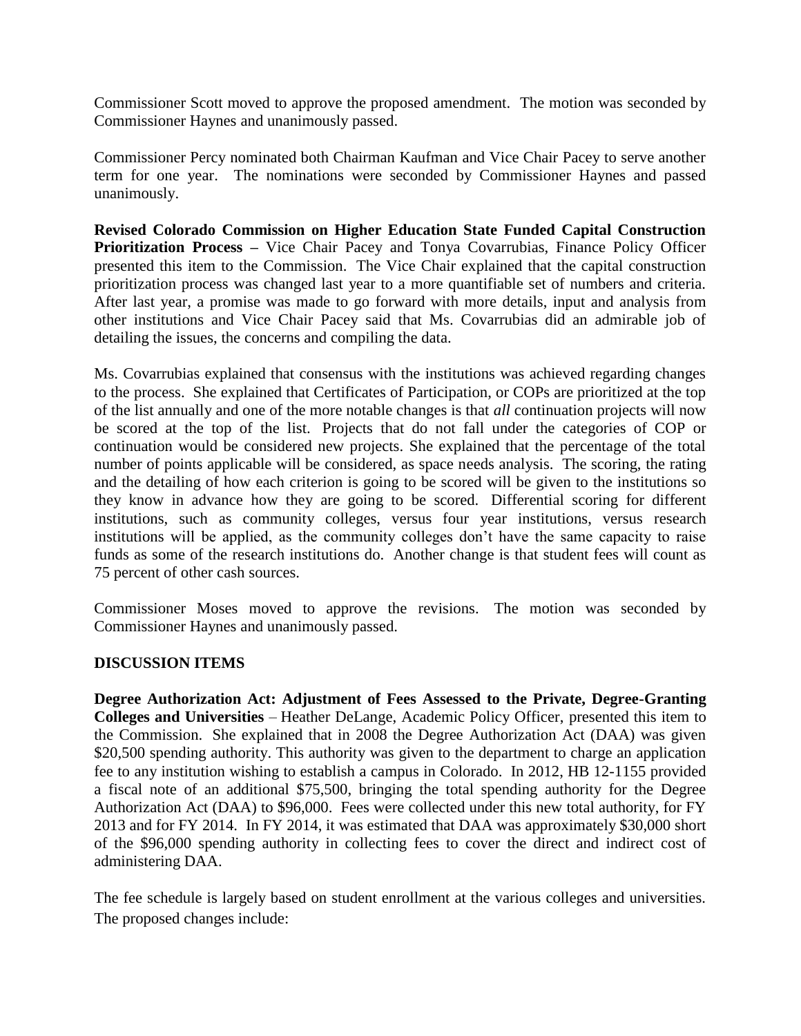Commissioner Scott moved to approve the proposed amendment. The motion was seconded by Commissioner Haynes and unanimously passed.

Commissioner Percy nominated both Chairman Kaufman and Vice Chair Pacey to serve another term for one year. The nominations were seconded by Commissioner Haynes and passed unanimously.

**Revised Colorado Commission on Higher Education State Funded Capital Construction Prioritization Process –** Vice Chair Pacey and Tonya Covarrubias, Finance Policy Officer presented this item to the Commission. The Vice Chair explained that the capital construction prioritization process was changed last year to a more quantifiable set of numbers and criteria. After last year, a promise was made to go forward with more details, input and analysis from other institutions and Vice Chair Pacey said that Ms. Covarrubias did an admirable job of detailing the issues, the concerns and compiling the data.

Ms. Covarrubias explained that consensus with the institutions was achieved regarding changes to the process. She explained that Certificates of Participation, or COPs are prioritized at the top of the list annually and one of the more notable changes is that *all* continuation projects will now be scored at the top of the list. Projects that do not fall under the categories of COP or continuation would be considered new projects. She explained that the percentage of the total number of points applicable will be considered, as space needs analysis. The scoring, the rating and the detailing of how each criterion is going to be scored will be given to the institutions so they know in advance how they are going to be scored. Differential scoring for different institutions, such as community colleges, versus four year institutions, versus research institutions will be applied, as the community colleges don't have the same capacity to raise funds as some of the research institutions do. Another change is that student fees will count as 75 percent of other cash sources.

Commissioner Moses moved to approve the revisions. The motion was seconded by Commissioner Haynes and unanimously passed.

## DISCUSSION ITEMS

**Degree Authorization Act: Adjustment of Fees Assessed to the Private, Degree-Granting Colleges and Universities** – Heather DeLange, Academic Policy Officer, presented this item to the Commission. She explained that in 2008 the Degree Authorization Act (DAA) was given \$20,500 spending authority. This authority was given to the department to charge an application fee to any institution wishing to establish a campus in Colorado. In 2012, HB 12-1155 provided a fiscal note of an additional \$75,500, bringing the total spending authority for the Degree Authorization Act (DAA) to \$96,000. Fees were collected under this new total authority, for FY 2013 and for FY 2014. In FY 2014, it was estimated that DAA was approximately \$30,000 short of the \$96,000 spending authority in collecting fees to cover the direct and indirect cost of administering DAA.

The fee schedule is largely based on student enrollment at the various colleges and universities. The proposed changes include: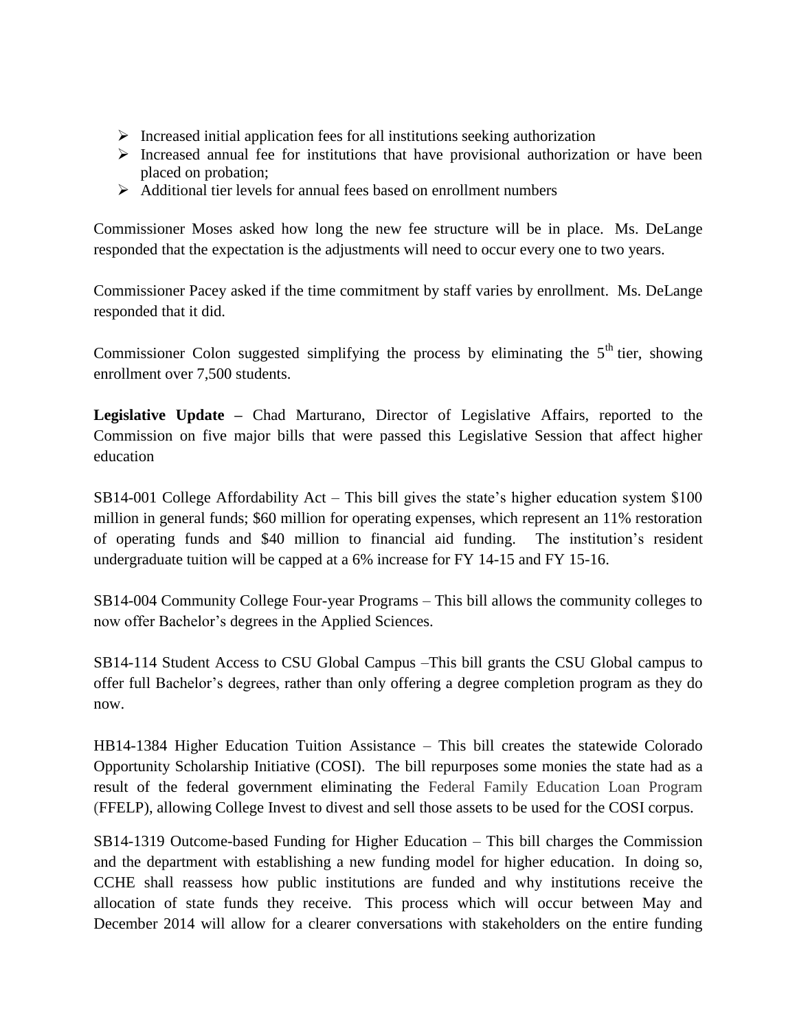- Increased initial application fees for all institutions seeking authorization
- Increased annual fee for institutions that have provisional authorization or have been placed on probation;
- Additional tier levels for annual fees based on enrollment numbers

Commissioner Moses asked how long the new fee structure will be in place. Ms. DeLange responded that the expectation is the adjustments will need to occur every one to two years.

Commissioner Pacey asked if the time commitment by staff varies by enrollment. Ms. DeLange responded that it did.

Commissioner Colon suggested simplifying the process by eliminating the 5th tier, showing enrollment over 7,500 students.

**Legislative Update –** Chad Marturano, Director of Legislative Affairs, reported to the Commission on five major bills that were passed this Legislative Session that affect higher education

SB14-001 College Affordability Act – This bill gives the state's higher education system $100 million in general funds; $60 million for operating expenses, which represent an 11% restoration of operating funds and $40 million to financial aid funding. The institution's resident undergraduate tuition will be capped at a 6% increase for FY 14-15 and FY 15-16.

SB14-004 Community College Four-year Programs – This bill allows the community colleges to now offer Bachelor's degrees in the Applied Sciences.

SB14-114 Student Access to CSU Global Campus –This bill grants the CSU Global campus to offer full Bachelor's degrees, rather than only offering a degree completion program as they do now.

HB14-1384 Higher Education Tuition Assistance – This bill creates the statewide Colorado Opportunity Scholarship Initiative (COSI). The bill repurposes some monies the state had as a result of the federal government eliminating the Federal Family Education Loan Program (FFELP), allowing College Invest to divest and sell those assets to be used for the COSI corpus.

SB14-1319 Outcome-based Funding for Higher Education – This bill charges the Commission and the department with establishing a new funding model for higher education. In doing so, CCHE shall reassess how public institutions are funded and why institutions receive the allocation of state funds they receive. This process which will occur between May and December 2014 will allow for a clearer conversations with stakeholders on the entire funding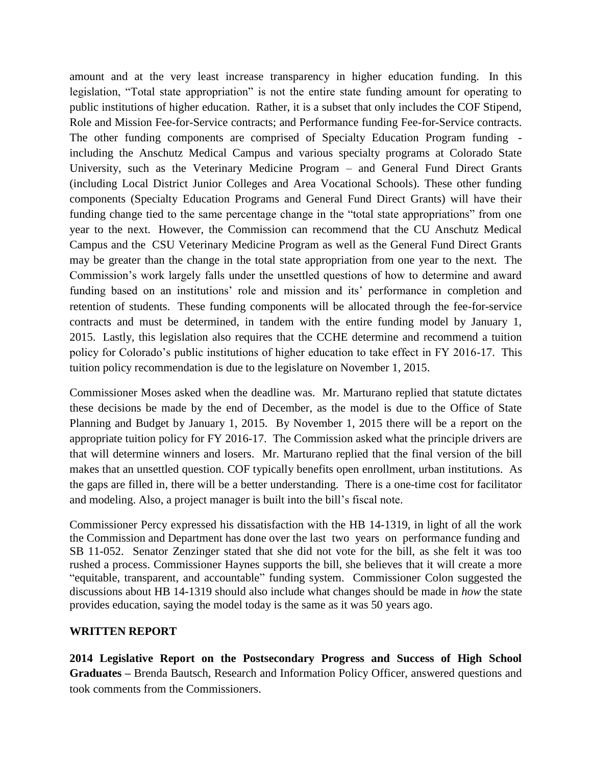amount and at the very least increase transparency in higher education funding. In this legislation, "Total state appropriation" is not the entire state funding amount for operating to public institutions of higher education. Rather, it is a subset that only includes the COF Stipend, Role and Mission Fee-for-Service contracts; and Performance funding Fee-for-Service contracts. The other funding components are comprised of Specialty Education Program funding - including the Anschutz Medical Campus and various specialty programs at Colorado State University, such as the Veterinary Medicine Program – and General Fund Direct Grants (including Local District Junior Colleges and Area Vocational Schools). These other funding components (Specialty Education Programs and General Fund Direct Grants) will have their funding change tied to the same percentage change in the "total state appropriations" from one year to the next. However, the Commission can recommend that the CU Anschutz Medical Campus and the CSU Veterinary Medicine Program as well as the General Fund Direct Grants may be greater than the change in the total state appropriation from one year to the next. The Commission's work largely falls under the unsettled questions of how to determine and award funding based on an institutions' role and mission and its' performance in completion and retention of students. These funding components will be allocated through the fee-for-service contracts and must be determined, in tandem with the entire funding model by January 1, 2015. Lastly, this legislation also requires that the CCHE determine and recommend a tuition policy for Colorado's public institutions of higher education to take effect in FY 2016-17. This tuition policy recommendation is due to the legislature on November 1, 2015.

Commissioner Moses asked when the deadline was. Mr. Marturano replied that statute dictates these decisions be made by the end of December, as the model is due to the Office of State Planning and Budget by January 1, 2015. By November 1, 2015 there will be a report on the appropriate tuition policy for FY 2016-17. The Commission asked what the principle drivers are that will determine winners and losers. Mr. Marturano replied that the final version of the bill makes that an unsettled question. COF typically benefits open enrollment, urban institutions. As the gaps are filled in, there will be a better understanding. There is a one-time cost for facilitator and modeling. Also, a project manager is built into the bill's fiscal note.

Commissioner Percy expressed his dissatisfaction with the HB 14-1319, in light of all the work the Commission and Department has done over the last two years on performance funding and SB 11-052. Senator Zenzinger stated that she did not vote for the bill, as she felt it was too rushed a process. Commissioner Haynes supports the bill, she believes that it will create a more "equitable, transparent, and accountable" funding system. Commissioner Colon suggested the discussions about HB 14-1319 should also include what changes should be made in *how* the state provides education, saying the model today is the same as it was 50 years ago.

**WRITTEN REPORT**

**2014 Legislative Report on the Postsecondary Progress and Success of High School Graduates –** Brenda Bautsch, Research and Information Policy Officer, answered questions and took comments from the Commissioners.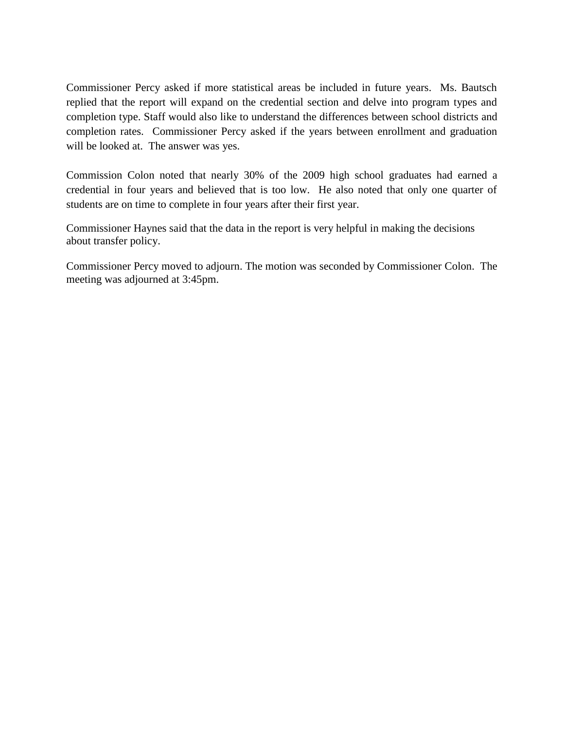Commissioner Percy asked if more statistical areas be included in future years. Ms. Bautsch replied that the report will expand on the credential section and delve into program types and completion type. Staff would also like to understand the differences between school districts and completion rates. Commissioner Percy asked if the years between enrollment and graduation will be looked at. The answer was yes.

Commission Colon noted that nearly 30% of the 2009 high school graduates had earned a credential in four years and believed that is too low. He also noted that only one quarter of students are on time to complete in four years after their first year.

Commissioner Haynes said that the data in the report is very helpful in making the decisions about transfer policy.

Commissioner Percy moved to adjourn. The motion was seconded by Commissioner Colon. The meeting was adjourned at 3:45pm.